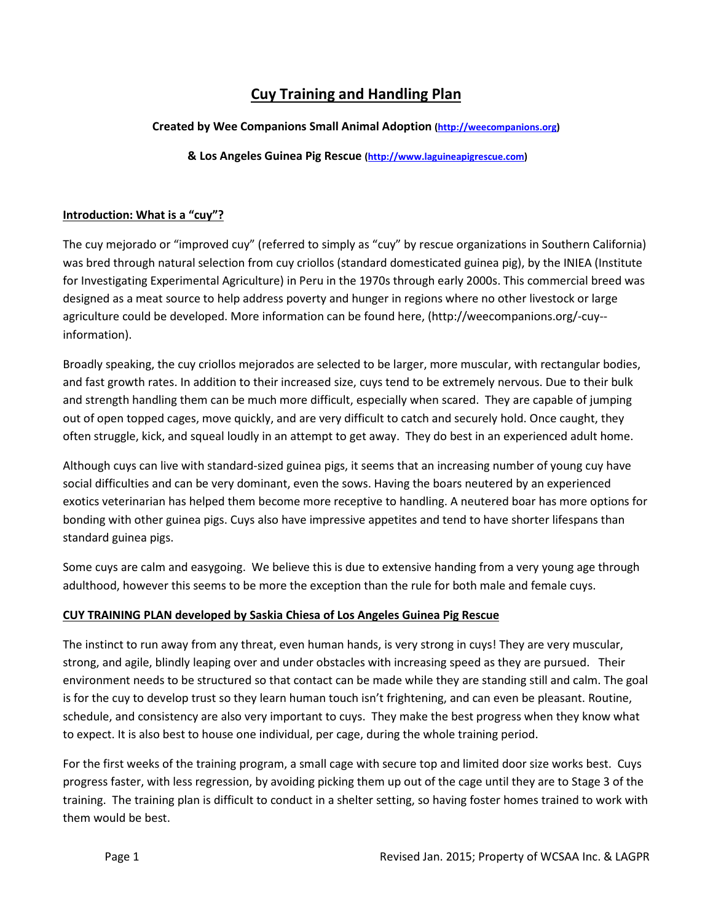# Cuy Training and Handling Plan

**Created by Wee Companions Small Animal Adoption** (http://weecompanions.org)

**& Los Angeles Guinea Pig Rescue** (http://www.laguineapigrescue.com)

## Introduction: What is a "cuy"?

The cuy mejorado or "improved cuy" (referred to simply as "cuy" by rescue organizations in Southern California) was bred through natural selection from cuy criollos (standard domesticated guinea pig), by the INIEA (Institute for Investigating Experimental Agriculture) in Peru in the 1970s through early 2000s. This commercial breed was designed as a meat source to help address poverty and hunger in regions where no other livestock or large agriculture could be developed. More information can be found here, (http://weecompanions.org/-cuy--information).

Broadly speaking, the cuy criollos mejorados are selected to be larger, more muscular, with rectangular bodies, and fast growth rates. In addition to their increased size, cuys tend to be extremely nervous. Due to their bulk and strength handling them can be much more difficult, especially when scared. They are capable of jumping out of open topped cages, move quickly, and are very difficult to catch and securely hold. Once caught, they often struggle, kick, and squeal loudly in an attempt to get away. They do best in an experienced adult home.

Although cuys can live with standard-sized guinea pigs, it seems that an increasing number of young cuy have social difficulties and can be very dominant, even the sows. Having the boars neutered by an experienced exotics veterinarian has helped them become more receptive to handling. A neutered boar has more options for bonding with other guinea pigs. Cuys also have impressive appetites and tend to have shorter lifespans than standard guinea pigs.

Some cuys are calm and easygoing. We believe this is due to extensive handing from a very young age through adulthood, however this seems to be more the exception than the rule for both male and female cuys.

## CUY TRAINING PLAN developed by Saskia Chiesa of Los Angeles Guinea Pig Rescue

The instinct to run away from any threat, even human hands, is very strong in cuys! They are very muscular, strong, and agile, blindly leaping over and under obstacles with increasing speed as they are pursued. Their environment needs to be structured so that contact can be made while they are standing still and calm. The goal is for the cuy to develop trust so they learn human touch isn't frightening, and can even be pleasant. Routine, schedule, and consistency are also very important to cuys. They make the best progress when they know what to expect. It is also best to house one individual, per cage, during the whole training period.

For the first weeks of the training program, a small cage with secure top and limited door size works best. Cuys progress faster, with less regression, by avoiding picking them up out of the cage until they are to Stage 3 of the training. The training plan is difficult to conduct in a shelter setting, so having foster homes trained to work with them would be best.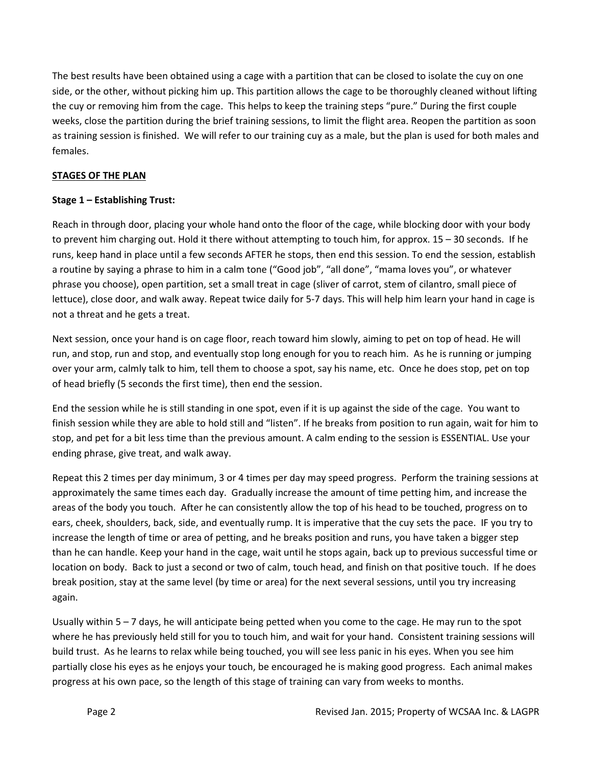The best results have been obtained using a cage with a partition that can be closed to isolate the cuy on one side, or the other, without picking him up. This partition allows the cage to be thoroughly cleaned without lifting the cuy or removing him from the cage. This helps to keep the training steps "pure." During the first couple weeks, close the partition during the brief training sessions, to limit the flight area. Reopen the partition as soon as training session is finished. We will refer to our training cuy as a male, but the plan is used for both males and females.

**STAGES OF THE PLAN**

**Stage 1 – Establishing Trust:**

Reach in through door, placing your whole hand onto the floor of the cage, while blocking door with your body to prevent him charging out. Hold it there without attempting to touch him, for approx. 15 – 30 seconds. If he runs, keep hand in place until a few seconds AFTER he stops, then end this session. To end the session, establish a routine by saying a phrase to him in a calm tone ("Good job", "all done", "mama loves you", or whatever phrase you choose), open partition, set a small treat in cage (sliver of carrot, stem of cilantro, small piece of lettuce), close door, and walk away. Repeat twice daily for 5-7 days. This will help him learn your hand in cage is not a threat and he gets a treat.

Next session, once your hand is on cage floor, reach toward him slowly, aiming to pet on top of head. He will run, and stop, run and stop, and eventually stop long enough for you to reach him. As he is running or jumping over your arm, calmly talk to him, tell them to choose a spot, say his name, etc. Once he does stop, pet on top of head briefly (5 seconds the first time), then end the session.

End the session while he is still standing in one spot, even if it is up against the side of the cage. You want to finish session while they are able to hold still and "listen". If he breaks from position to run again, wait for him to stop, and pet for a bit less time than the previous amount. A calm ending to the session is ESSENTIAL. Use your ending phrase, give treat, and walk away.

Repeat this 2 times per day minimum, 3 or 4 times per day may speed progress. Perform the training sessions at approximately the same times each day. Gradually increase the amount of time petting him, and increase the areas of the body you touch. After he can consistently allow the top of his head to be touched, progress on to ears, cheek, shoulders, back, side, and eventually rump. It is imperative that the cuy sets the pace. IF you try to increase the length of time or area of petting, and he breaks position and runs, you have taken a bigger step than he can handle. Keep your hand in the cage, wait until he stops again, back up to previous successful time or location on body. Back to just a second or two of calm, touch head, and finish on that positive touch. If he does break position, stay at the same level (by time or area) for the next several sessions, until you try increasing again.

Usually within 5 – 7 days, he will anticipate being petted when you come to the cage. He may run to the spot where he has previously held still for you to touch him, and wait for your hand. Consistent training sessions will build trust. As he learns to relax while being touched, you will see less panic in his eyes. When you see him partially close his eyes as he enjoys your touch, be encouraged he is making good progress. Each animal makes progress at his own pace, so the length of this stage of training can vary from weeks to months.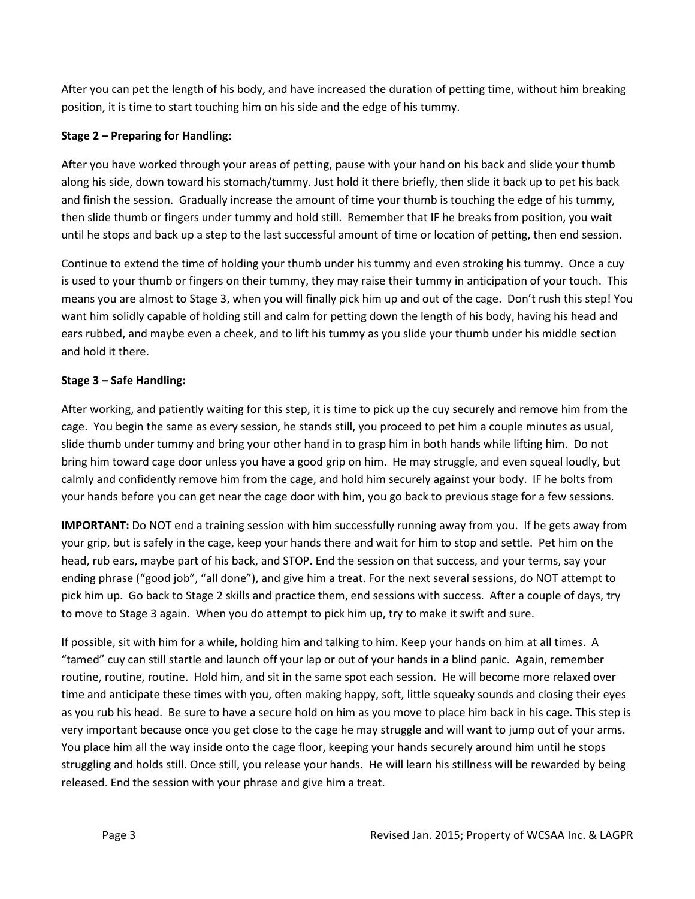After you can pet the length of his body, and have increased the duration of petting time, without him breaking position, it is time to start touching him on his side and the edge of his tummy.

**Stage 2 – Preparing for Handling:**

After you have worked through your areas of petting, pause with your hand on his back and slide your thumb along his side, down toward his stomach/tummy. Just hold it there briefly, then slide it back up to pet his back and finish the session. Gradually increase the amount of time your thumb is touching the edge of his tummy, then slide thumb or fingers under tummy and hold still. Remember that IF he breaks from position, you wait until he stops and back up a step to the last successful amount of time or location of petting, then end session.

Continue to extend the time of holding your thumb under his tummy and even stroking his tummy. Once a cuy is used to your thumb or fingers on their tummy, they may raise their tummy in anticipation of your touch. This means you are almost to Stage 3, when you will finally pick him up and out of the cage. Don't rush this step! You want him solidly capable of holding still and calm for petting down the length of his body, having his head and ears rubbed, and maybe even a cheek, and to lift his tummy as you slide your thumb under his middle section and hold it there.

**Stage 3 – Safe Handling:**

After working, and patiently waiting for this step, it is time to pick up the cuy securely and remove him from the cage. You begin the same as every session, he stands still, you proceed to pet him a couple minutes as usual, slide thumb under tummy and bring your other hand in to grasp him in both hands while lifting him. Do not bring him toward cage door unless you have a good grip on him. He may struggle, and even squeal loudly, but calmly and confidently remove him from the cage, and hold him securely against your body. IF he bolts from your hands before you can get near the cage door with him, you go back to previous stage for a few sessions.

**IMPORTANT:** Do NOT end a training session with him successfully running away from you. If he gets away from your grip, but is safely in the cage, keep your hands there and wait for him to stop and settle. Pet him on the head, rub ears, maybe part of his back, and STOP. End the session on that success, and your terms, say your ending phrase ("good job", "all done"), and give him a treat. For the next several sessions, do NOT attempt to pick him up. Go back to Stage 2 skills and practice them, end sessions with success. After a couple of days, try to move to Stage 3 again. When you do attempt to pick him up, try to make it swift and sure.

If possible, sit with him for a while, holding him and talking to him. Keep your hands on him at all times. A "tamed" cuy can still startle and launch off your lap or out of your hands in a blind panic. Again, remember routine, routine, routine. Hold him, and sit in the same spot each session. He will become more relaxed over time and anticipate these times with you, often making happy, soft, little squeaky sounds and closing their eyes as you rub his head. Be sure to have a secure hold on him as you move to place him back in his cage. This step is very important because once you get close to the cage he may struggle and will want to jump out of your arms. You place him all the way inside onto the cage floor, keeping your hands securely around him until he stops struggling and holds still. Once still, you release your hands. He will learn his stillness will be rewarded by being released. End the session with your phrase and give him a treat.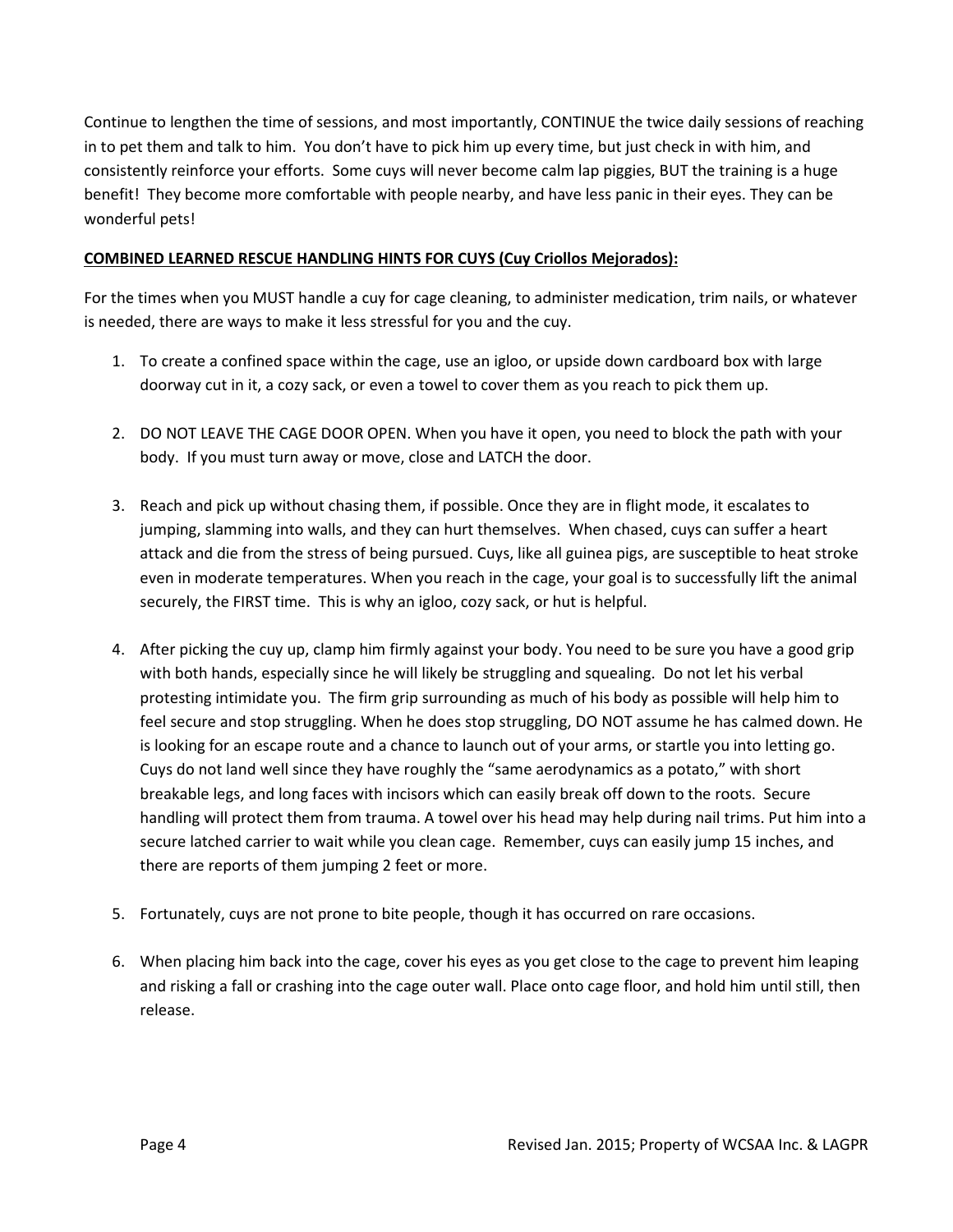Continue to lengthen the time of sessions, and most importantly, CONTINUE the twice daily sessions of reaching in to pet them and talk to him. You don't have to pick him up every time, but just check in with him, and consistently reinforce your efforts. Some cuys will never become calm lap piggies, BUT the training is a huge benefit! They become more comfortable with people nearby, and have less panic in their eyes. They can be wonderful pets!

**COMBINED LEARNED RESCUE HANDLING HINTS FOR CUYS (Cuy Criollos Mejorados):**

For the times when you MUST handle a cuy for cage cleaning, to administer medication, trim nails, or whatever is needed, there are ways to make it less stressful for you and the cuy.

1. To create a confined space within the cage, use an igloo, or upside down cardboard box with large doorway cut in it, a cozy sack, or even a towel to cover them as you reach to pick them up.

2. DO NOT LEAVE THE CAGE DOOR OPEN. When you have it open, you need to block the path with your body. If you must turn away or move, close and LATCH the door.

3. Reach and pick up without chasing them, if possible. Once they are in flight mode, it escalates to jumping, slamming into walls, and they can hurt themselves. When chased, cuys can suffer a heart attack and die from the stress of being pursued. Cuys, like all guinea pigs, are susceptible to heat stroke even in moderate temperatures. When you reach in the cage, your goal is to successfully lift the animal securely, the FIRST time. This is why an igloo, cozy sack, or hut is helpful.

4. After picking the cuy up, clamp him firmly against your body. You need to be sure you have a good grip with both hands, especially since he will likely be struggling and squealing. Do not let his verbal protesting intimidate you. The firm grip surrounding as much of his body as possible will help him to feel secure and stop struggling. When he does stop struggling, DO NOT assume he has calmed down. He is looking for an escape route and a chance to launch out of your arms, or startle you into letting go. Cuys do not land well since they have roughly the "same aerodynamics as a potato," with short breakable legs, and long faces with incisors which can easily break off down to the roots. Secure handling will protect them from trauma. A towel over his head may help during nail trims. Put him into a secure latched carrier to wait while you clean cage. Remember, cuys can easily jump 15 inches, and there are reports of them jumping 2 feet or more.

5. Fortunately, cuys are not prone to bite people, though it has occurred on rare occasions.

6. When placing him back into the cage, cover his eyes as you get close to the cage to prevent him leaping and risking a fall or crashing into the cage outer wall. Place onto cage floor, and hold him until still, then release.

Revised Jan. 2015; Property of WCSAA Inc. & LAGPR